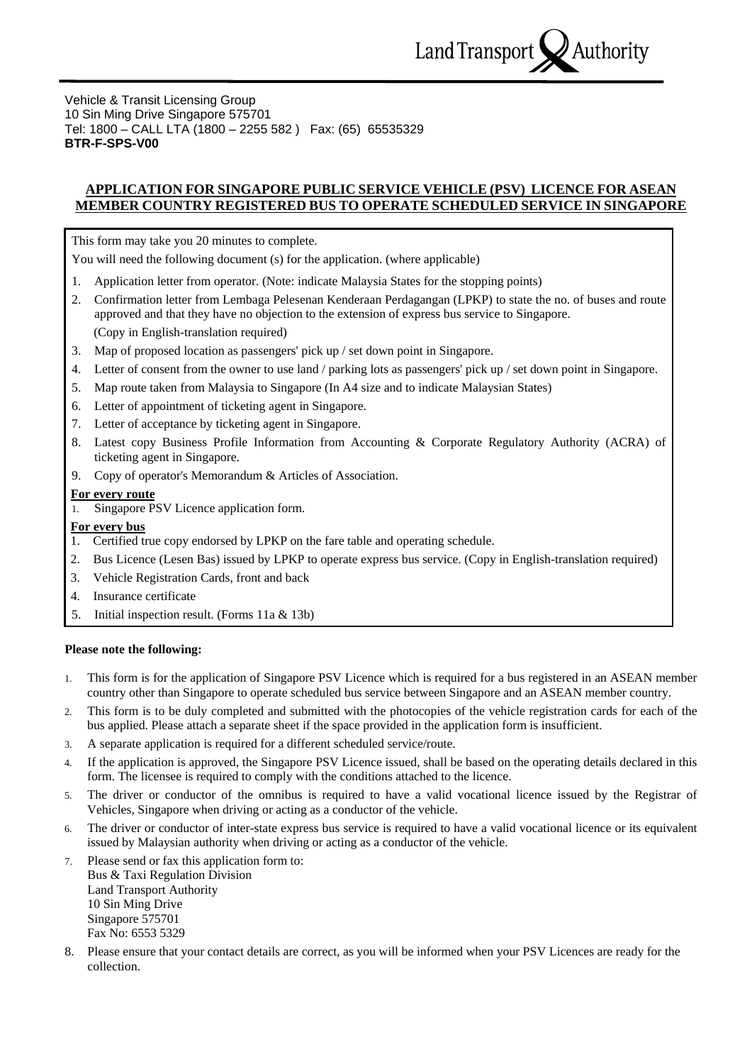Land Transport Authority

Vehicle & Transit Licensing Group
10 Sin Ming Drive Singapore 575701
Tel: 1800 – CALL LTA (1800 – 2255 582 ) Fax: (65) 65535329
**BTR-F-SPS-V00**

## APPLICATION FOR SINGAPORE PUBLIC SERVICE VEHICLE (PSV) LICENCE FOR ASEAN MEMBER COUNTRY REGISTERED BUS TO OPERATE SCHEDULED SERVICE IN SINGAPORE

This form may take you 20 minutes to complete.

You will need the following document (s) for the application. (where applicable)

1. Application letter from operator. (Note: indicate Malaysia States for the stopping points)
2. Confirmation letter from Lembaga Pelesenan Kenderaan Perdagangan (LPKP) to state the no. of buses and route approved and that they have no objection to the extension of express bus service to Singapore.
   (Copy in English-translation required)
3. Map of proposed location as passengers' pick up / set down point in Singapore.
4. Letter of consent from the owner to use land / parking lots as passengers' pick up / set down point in Singapore.
5. Map route taken from Malaysia to Singapore (In A4 size and to indicate Malaysian States)
6. Letter of appointment of ticketing agent in Singapore.
7. Letter of acceptance by ticketing agent in Singapore.
8. Latest copy Business Profile Information from Accounting & Corporate Regulatory Authority (ACRA) of ticketing agent in Singapore.
9. Copy of operator's Memorandum & Articles of Association.

**For every route**

1. Singapore PSV Licence application form.

**For every bus**

1. Certified true copy endorsed by LPKP on the fare table and operating schedule.
2. Bus Licence (Lesen Bas) issued by LPKP to operate express bus service. (Copy in English-translation required)
3. Vehicle Registration Cards, front and back
4. Insurance certificate
5. Initial inspection result. (Forms 11a & 13b)

**Please note the following:**

1. This form is for the application of Singapore PSV Licence which is required for a bus registered in an ASEAN member country other than Singapore to operate scheduled bus service between Singapore and an ASEAN member country.
2. This form is to be duly completed and submitted with the photocopies of the vehicle registration cards for each of the bus applied. Please attach a separate sheet if the space provided in the application form is insufficient.
3. A separate application is required for a different scheduled service/route.
4. If the application is approved, the Singapore PSV Licence issued, shall be based on the operating details declared in this form. The licensee is required to comply with the conditions attached to the licence.
5. The driver or conductor of the omnibus is required to have a valid vocational licence issued by the Registrar of Vehicles, Singapore when driving or acting as a conductor of the vehicle.
6. The driver or conductor of inter-state express bus service is required to have a valid vocational licence or its equivalent issued by Malaysian authority when driving or acting as a conductor of the vehicle.
7. Please send or fax this application form to:
   Bus & Taxi Regulation Division
   Land Transport Authority
   10 Sin Ming Drive
   Singapore 575701
   Fax No: 6553 5329
8. Please ensure that your contact details are correct, as you will be informed when your PSV Licences are ready for the collection.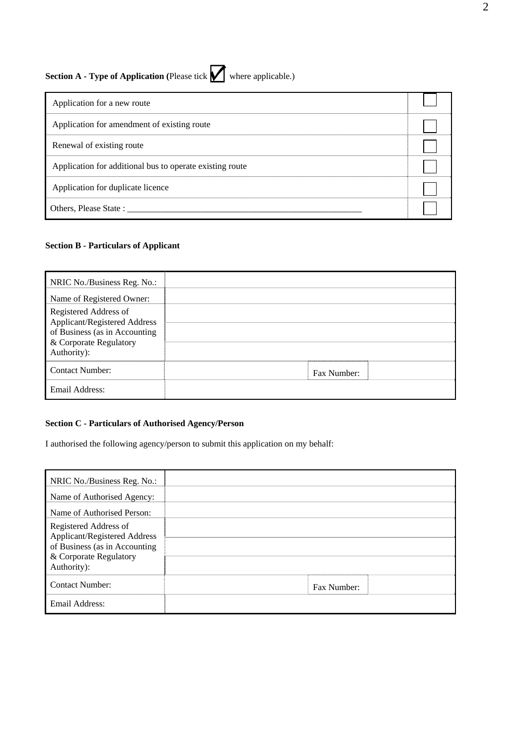**Section A - Type of Application (**Please tick ☑ where applicable.)

| | |
|---|---|
| Application for a new route | ☐ |
| Application for amendment of existing route | ☐ |
| Renewal of existing route | ☐ |
| Application for additional bus to operate existing route | ☐ |
| Application for duplicate licence | ☐ |
| Others, Please State : ____________________________________________________ | ☐ |

**Section B - Particulars of Applicant**

| | | | |
|---|---|---|---|
| NRIC No./Business Reg. No.: | | | |
| Name of Registered Owner: | | | |
| Registered Address of Applicant/Registered Address of Business (as in Accounting & Corporate Regulatory Authority): | | | |
| | | | |
| | | | |
| Contact Number: | | Fax Number: | |
| Email Address: | | | |

**Section C - Particulars of Authorised Agency/Person**

I authorised the following agency/person to submit this application on my behalf:

| | | | |
|---|---|---|---|
| NRIC No./Business Reg. No.: | | | |
| Name of Authorised Agency: | | | |
| Name of Authorised Person: | | | |
| Registered Address of Applicant/Registered Address of Business (as in Accounting & Corporate Regulatory Authority): | | | |
| | | | |
| | | | |
| Contact Number: | | Fax Number: | |
| Email Address: | | | |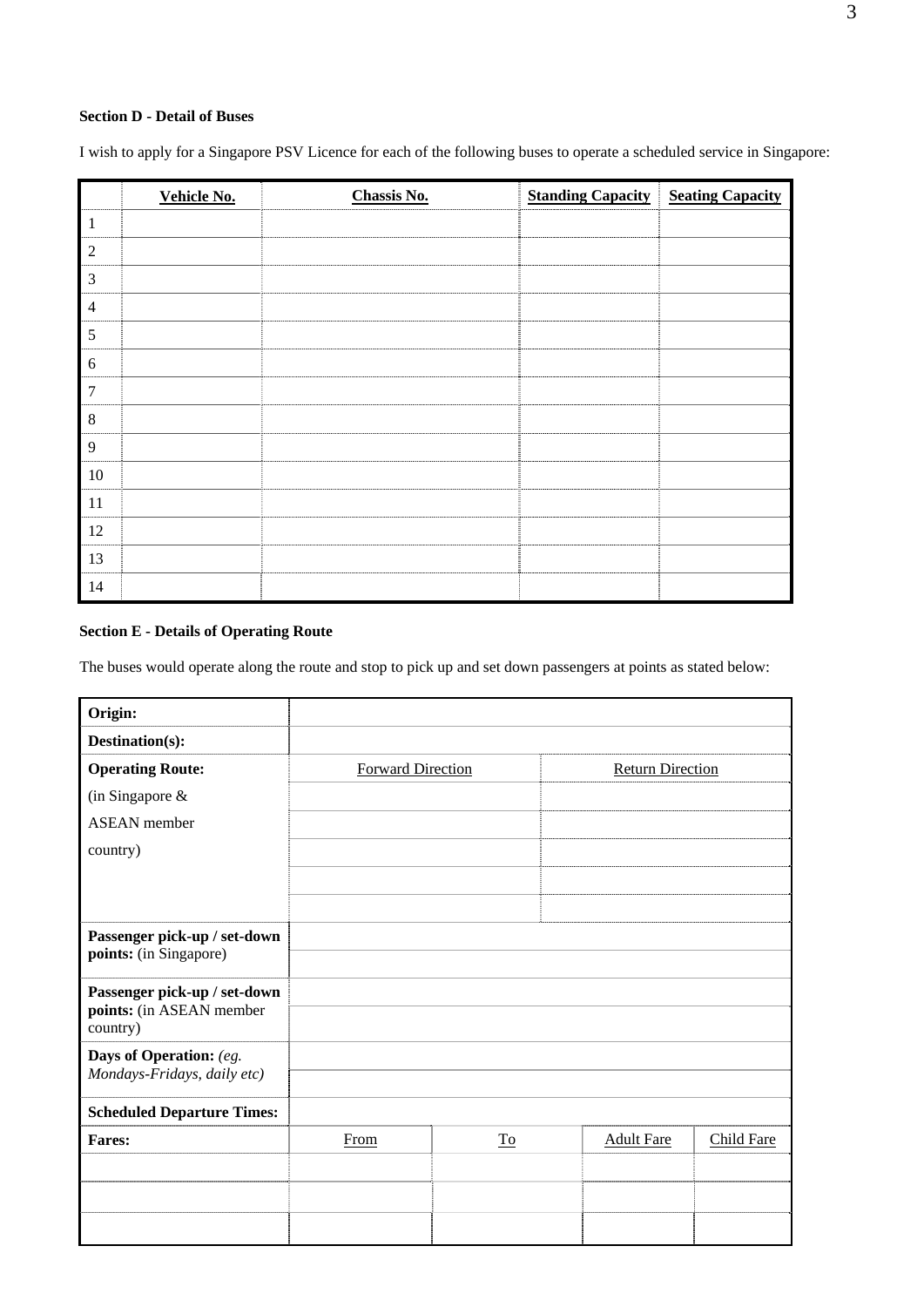**Section D - Detail of Buses**

I wish to apply for a Singapore PSV Licence for each of the following buses to operate a scheduled service in Singapore:

| | Vehicle No. | Chassis No. | Standing Capacity | Seating Capacity |
|---|---|---|---|---|
| 1 | | | | |
| 2 | | | | |
| 3 | | | | |
| 4 | | | | |
| 5 | | | | |
| 6 | | | | |
| 7 | | | | |
| 8 | | | | |
| 9 | | | | |
| 10 | | | | |
| 11 | | | | |
| 12 | | | | |
| 13 | | | | |
| 14 | | | | |

**Section E - Details of Operating Route**

The buses would operate along the route and stop to pick up and set down passengers at points as stated below:

| | | | | |
|---|---|---|---|---|
| **Origin:** | | | | |
| **Destination(s):** | | | | |
| **Operating Route:** | Forward Direction | | Return Direction | |
| (in Singapore & | | | | |
| ASEAN member | | | | |
| country) | | | | |
| | | | | |
| | | | | |
| **Passenger pick-up / set-down points:** (in Singapore) | | | | |
| | | | | |
| **Passenger pick-up / set-down points:** (in ASEAN member country) | | | | |
| | | | | |
| **Days of Operation:** *(eg. Mondays-Fridays, daily etc)* | | | | |
| | | | | |
| **Scheduled Departure Times:** | | | | |
| **Fares:** | From | To | Adult Fare | Child Fare |
| | | | | |
| | | | | |
| | | | | |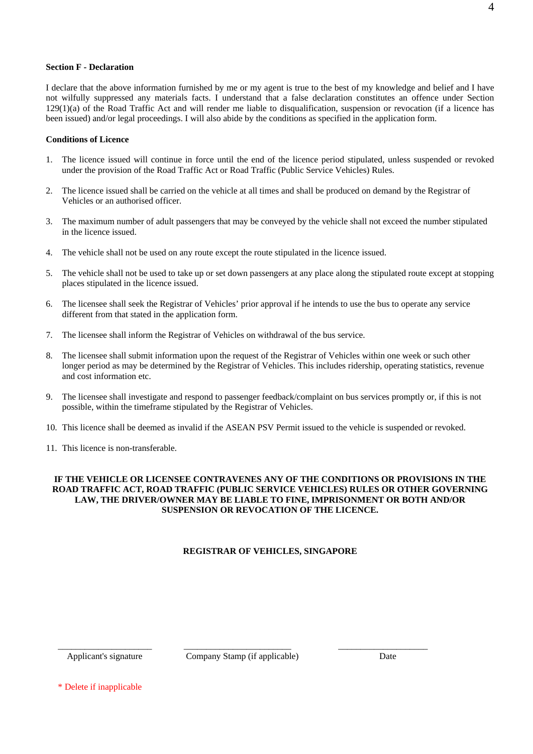**Section F - Declaration**

I declare that the above information furnished by me or my agent is true to the best of my knowledge and belief and I have not wilfully suppressed any materials facts. I understand that a false declaration constitutes an offence under Section 129(1)(a) of the Road Traffic Act and will render me liable to disqualification, suspension or revocation (if a licence has been issued) and/or legal proceedings. I will also abide by the conditions as specified in the application form.

**Conditions of Licence**

1. The licence issued will continue in force until the end of the licence period stipulated, unless suspended or revoked under the provision of the Road Traffic Act or Road Traffic (Public Service Vehicles) Rules.

2. The licence issued shall be carried on the vehicle at all times and shall be produced on demand by the Registrar of Vehicles or an authorised officer.

3. The maximum number of adult passengers that may be conveyed by the vehicle shall not exceed the number stipulated in the licence issued.

4. The vehicle shall not be used on any route except the route stipulated in the licence issued.

5. The vehicle shall not be used to take up or set down passengers at any place along the stipulated route except at stopping places stipulated in the licence issued.

6. The licensee shall seek the Registrar of Vehicles' prior approval if he intends to use the bus to operate any service different from that stated in the application form.

7. The licensee shall inform the Registrar of Vehicles on withdrawal of the bus service.

8. The licensee shall submit information upon the request of the Registrar of Vehicles within one week or such other longer period as may be determined by the Registrar of Vehicles. This includes ridership, operating statistics, revenue and cost information etc.

9. The licensee shall investigate and respond to passenger feedback/complaint on bus services promptly or, if this is not possible, within the timeframe stipulated by the Registrar of Vehicles.

10. This licence shall be deemed as invalid if the ASEAN PSV Permit issued to the vehicle is suspended or revoked.

11. This licence is non-transferable.

**IF THE VEHICLE OR LICENSEE CONTRAVENES ANY OF THE CONDITIONS OR PROVISIONS IN THE ROAD TRAFFIC ACT, ROAD TRAFFIC (PUBLIC SERVICE VEHICLES) RULES OR OTHER GOVERNING LAW, THE DRIVER/OWNER MAY BE LIABLE TO FINE, IMPRISONMENT OR BOTH AND/OR SUSPENSION OR REVOCATION OF THE LICENCE.**

**REGISTRAR OF VEHICLES, SINGAPORE**

| | | |
|---|---|---|
| ____________________ | ________________________ | ____________________ |
| Applicant's signature | Company Stamp (if applicable) | Date |

\* Delete if inapplicable